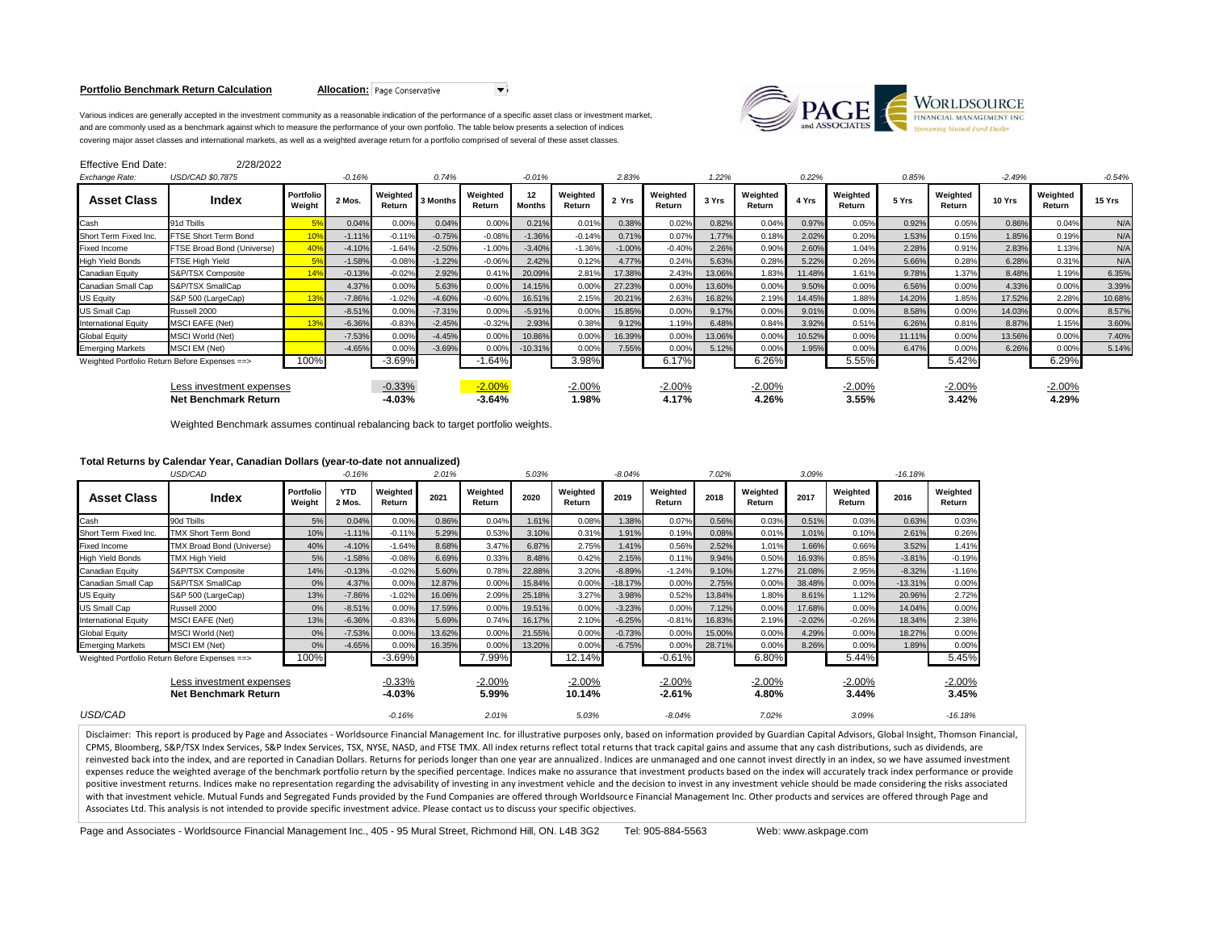**Portfolio Benchmark Return Calculation** **Allocation:** Page Conservative

Various indices are generally accepted in the investment community as a reasonable indication of the performance of a specific asset class or investment market, and are commonly used as a benchmark against which to measure the performance of your own portfolio. The table below presents a selection of indices covering major asset classes and international markets, as well as a weighted average return for a portfolio comprised of several of these asset classes.

Effective End Date: 2/28/2022

| *Exchange Rate:* | *USD/CAD $0.7875* | | *-0.16%* | | *0.74%* | | *-0.01%* | | *2.83%* | | *1.22%* | | *0.22%* | | *0.85%* | | *-2.49%* | | *-0.54%* |
|---|---|---|---|---|---|---|---|---|---|---|---|---|---|---|---|---|---|---|---|
| **Asset Class** | **Index** | **Portfolio Weight** | **2 Mos.** | **Weighted Return** | **3 Months** | **Weighted Return** | **12 Months** | **Weighted Return** | **2 Yrs** | **Weighted Return** | **3 Yrs** | **Weighted Return** | **4 Yrs** | **Weighted Return** | **5 Yrs** | **Weighted Return** | **10 Yrs** | **Weighted Return** | **15 Yrs** |
| Cash | 91d Tbills | 5% | 0.04% | 0.00% | 0.04% | 0.00% | 0.21% | 0.01% | 0.38% | 0.02% | 0.82% | 0.04% | 0.97% | 0.05% | 0.92% | 0.05% | 0.86% | 0.04% | N/A |
| Short Term Fixed Inc. | FTSE Short Term Bond | 10% | -1.11% | -0.11% | -0.75% | -0.08% | -1.36% | -0.14% | 0.71% | 0.07% | 1.77% | 0.18% | 2.02% | 0.20% | 1.53% | 0.15% | 1.85% | 0.19% | N/A |
| Fixed Income | FTSE Broad Bond (Universe) | 40% | -4.10% | -1.64% | -2.50% | -1.00% | -3.40% | -1.36% | -1.00% | -0.40% | 2.26% | 0.90% | 2.60% | 1.04% | 2.28% | 0.91% | 2.83% | 1.13% | N/A |
| High Yield Bonds | FTSE High Yield | 5% | -1.58% | -0.08% | -1.22% | -0.06% | 2.42% | 0.12% | 4.77% | 0.24% | 5.63% | 0.28% | 5.22% | 0.26% | 5.66% | 0.28% | 6.28% | 0.31% | N/A |
| Canadian Equity | S&P/TSX Composite | 14% | -0.13% | -0.02% | 2.92% | 0.41% | 20.09% | 2.81% | 17.38% | 2.43% | 13.06% | 1.83% | 11.48% | 1.61% | 9.78% | 1.37% | 8.48% | 1.19% | 6.35% |
| Canadian Small Cap | S&P/TSX SmallCap | | 4.37% | 0.00% | 5.63% | 0.00% | 14.15% | 0.00% | 27.23% | 0.00% | 13.60% | 0.00% | 9.50% | 0.00% | 6.56% | 0.00% | 4.33% | 0.00% | 3.39% |
| US Equity | S&P 500 (LargeCap) | 13% | -7.86% | -1.02% | -4.60% | -0.60% | 16.51% | 2.15% | 20.21% | 2.63% | 16.82% | 2.19% | 14.45% | 1.88% | 14.20% | 1.85% | 17.52% | 2.28% | 10.68% |
| US Small Cap | Russell 2000 | | -8.51% | 0.00% | -7.31% | 0.00% | -5.91% | 0.00% | 15.85% | 0.00% | 9.17% | 0.00% | 9.01% | 0.00% | 8.58% | 0.00% | 14.03% | 0.00% | 8.57% |
| International Equity | MSCI EAFE (Net) | 13% | -6.36% | -0.83% | -2.45% | -0.32% | 2.93% | 0.38% | 9.12% | 1.19% | 6.48% | 0.84% | 3.92% | 0.51% | 6.26% | 0.81% | 8.87% | 1.15% | 3.60% |
| Global Equity | MSCI World (Net) | | -7.53% | 0.00% | -4.45% | 0.00% | 10.86% | 0.00% | 16.39% | 0.00% | 13.06% | 0.00% | 10.52% | 0.00% | 11.11% | 0.00% | 13.56% | 0.00% | 7.40% |
| Emerging Markets | MSCI EM (Net) | | -4.65% | 0.00% | -3.69% | 0.00% | -10.31% | 0.00% | 7.55% | 0.00% | 5.12% | 0.00% | 1.95% | 0.00% | 6.47% | 0.00% | 6.26% | 0.00% | 5.14% |
| Weighted Portfolio Return Before Expenses ==> | | 100% | | -3.69% | | -1.64% | | 3.98% | | 6.17% | | 6.26% | | 5.55% | | 5.42% | | 6.29% | |
| | Less investment expenses | | | -0.33% | | -2.00% | | -2.00% | | -2.00% | | -2.00% | | -2.00% | | -2.00% | | -2.00% | |
| | **Net Benchmark Return** | | | **-4.03%** | | **-3.64%** | | **1.98%** | | **4.17%** | | **4.26%** | | **3.55%** | | **3.42%** | | **4.29%** | |

Weighted Benchmark assumes continual rebalancing back to target portfolio weights.

**Total Returns by Calendar Year, Canadian Dollars (year-to-date not annualized)**

| | *USD/CAD* | | *-0.16%* | | *2.01%* | | *5.03%* | | *-8.04%* | | *7.02%* | | *3.09%* | | *-16.18%* | |
|---|---|---|---|---|---|---|---|---|---|---|---|---|---|---|---|---|
| **Asset Class** | **Index** | **Portfolio Weight** | **YTD 2 Mos.** | **Weighted Return** | **2021** | **Weighted Return** | **2020** | **Weighted Return** | **2019** | **Weighted Return** | **2018** | **Weighted Return** | **2017** | **Weighted Return** | **2016** | **Weighted Return** |
| Cash | 90d Tbills | 5% | 0.04% | 0.00% | 0.86% | 0.04% | 1.61% | 0.08% | 1.38% | 0.07% | 0.56% | 0.03% | 0.51% | 0.03% | 0.63% | 0.03% |
| Short Term Fixed Inc. | TMX Short Term Bond | 10% | -1.11% | -0.11% | 5.29% | 0.53% | 3.10% | 0.31% | 1.91% | 0.19% | 0.08% | 0.01% | 1.01% | 0.10% | 2.61% | 0.26% |
| Fixed Income | TMX Broad Bond (Universe) | 40% | -4.10% | -1.64% | 8.68% | 3.47% | 6.87% | 2.75% | 1.41% | 0.56% | 2.52% | 1.01% | 1.66% | 0.66% | 3.52% | 1.41% |
| High Yield Bonds | TMX High Yield | 5% | -1.58% | -0.08% | 6.69% | 0.33% | 8.48% | 0.42% | 2.15% | 0.11% | 9.94% | 0.50% | 16.93% | 0.85% | -3.81% | -0.19% |
| Canadian Equity | S&P/TSX Composite | 14% | -0.13% | -0.02% | 5.60% | 0.78% | 22.88% | 3.20% | -8.89% | -1.24% | 9.10% | 1.27% | 21.08% | 2.95% | -8.32% | -1.16% |
| Canadian Small Cap | S&P/TSX SmallCap | 0% | 4.37% | 0.00% | 12.87% | 0.00% | 15.84% | 0.00% | -18.17% | 0.00% | 2.75% | 0.00% | 38.48% | 0.00% | -13.31% | 0.00% |
| US Equity | S&P 500 (LargeCap) | 13% | -7.86% | -1.02% | 16.06% | 2.09% | 25.18% | 3.27% | 3.98% | 0.52% | 13.84% | 1.80% | 8.61% | 1.12% | 20.96% | 2.72% |
| US Small Cap | Russell 2000 | 0% | -8.51% | 0.00% | 17.59% | 0.00% | 19.51% | 0.00% | -3.23% | 0.00% | 7.12% | 0.00% | 17.68% | 0.00% | 14.04% | 0.00% |
| International Equity | MSCI EAFE (Net) | 13% | -6.36% | -0.83% | 5.69% | 0.74% | 16.17% | 2.10% | -6.25% | -0.81% | 16.83% | 2.19% | -2.02% | -0.26% | 18.34% | 2.38% |
| Global Equity | MSCI World (Net) | 0% | -7.53% | 0.00% | 13.62% | 0.00% | 21.55% | 0.00% | -0.73% | 0.00% | 15.00% | 0.00% | 4.29% | 0.00% | 18.27% | 0.00% |
| Emerging Markets | MSCI EM (Net) | 0% | -4.65% | 0.00% | 16.35% | 0.00% | 13.20% | 0.00% | -6.75% | 0.00% | 28.71% | 0.00% | 8.26% | 0.00% | 1.89% | 0.00% |
| Weighted Portfolio Return Before Expenses ==> | | 100% | | -3.69% | | 7.99% | | 12.14% | | -0.61% | | 6.80% | | 5.44% | | 5.45% |
| | Less investment expenses | | | -0.33% | | -2.00% | | -2.00% | | -2.00% | | -2.00% | | -2.00% | | -2.00% |
| | **Net Benchmark Return** | | | **-4.03%** | | **5.99%** | | **10.14%** | | **-2.61%** | | **4.80%** | | **3.44%** | | **3.45%** |
| *USD/CAD* | | | | *-0.16%* | | *2.01%* | | *5.03%* | | *-8.04%* | | *7.02%* | | *3.09%* | | *-16.18%* |

Disclaimer: This report is produced by Page and Associates - Worldsource Financial Management Inc. for illustrative purposes only, based on information provided by Guardian Capital Advisors, Global Insight, Thomson Financial, CPMS, Bloomberg, S&P/TSX Index Services, S&P Index Services, TSX, NYSE, NASD, and FTSE TMX. All index returns reflect total returns that track capital gains and assume that any cash distributions, such as dividends, are reinvested back into the index, and are reported in Canadian Dollars. Returns for periods longer than one year are annualized. Indices are unmanaged and one cannot invest directly in an index, so we have assumed investment expenses reduce the weighted average of the benchmark portfolio return by the specified percentage. Indices make no assurance that investment products based on the index will accurately track index performance or provide positive investment returns. Indices make no representation regarding the advisability of investing in any investment vehicle and the decision to invest in any investment vehicle should be made considering the risks associated with that investment vehicle. Mutual Funds and Segregated Funds provided by the Fund Companies are offered through Worldsource Financial Management Inc. Other products and services are offered through Page and Associates Ltd. This analysis is not intended to provide specific investment advice. Please contact us to discuss your specific objectives.

Page and Associates - Worldsource Financial Management Inc., 405 - 95 Mural Street, Richmond Hill, ON. L4B 3G2 Tel: 905-884-5563 Web: www.askpage.com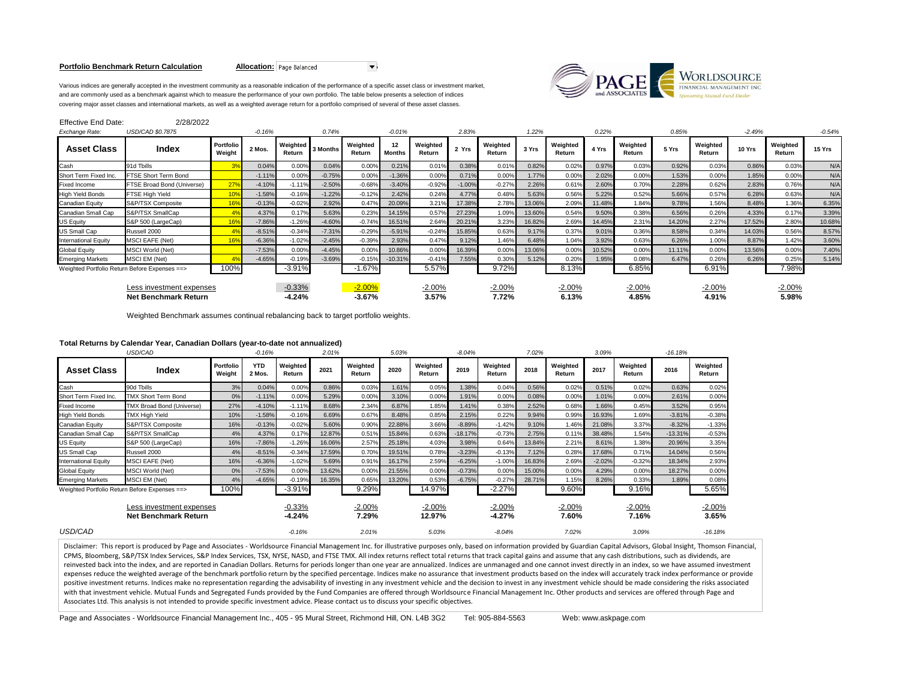**Portfolio Benchmark Return Calculation** **Allocation:** Page Balanced

Various indices are generally accepted in the investment community as a reasonable indication of the performance of a specific asset class or investment market, and are commonly used as a benchmark against which to measure the performance of your own portfolio. The table below presents a selection of indices covering major asset classes and international markets, as well as a weighted average return for a portfolio comprised of several of these asset classes.

Effective End Date: 2/28/2022

| *Exchange Rate:* | *USD/CAD $0.7875* | | *-0.16%* | | *0.74%* | | *-0.01%* | | *2.83%* | | *1.22%* | | *0.22%* | | *0.85%* | | *-2.49%* | | *-0.54%* |
|---|---|---|---|---|---|---|---|---|---|---|---|---|---|---|---|---|---|---|---|
| **Asset Class** | **Index** | **Portfolio Weight** | **2 Mos.** | **Weighted Return** | **3 Months** | **Weighted Return** | **12 Months** | **Weighted Return** | **2 Yrs** | **Weighted Return** | **3 Yrs** | **Weighted Return** | **4 Yrs** | **Weighted Return** | **5 Yrs** | **Weighted Return** | **10 Yrs** | **Weighted Return** | **15 Yrs** |
| Cash | 91d Tbills | 3% | 0.04% | 0.00% | 0.04% | 0.00% | 0.21% | 0.01% | 0.38% | 0.01% | 0.82% | 0.02% | 0.97% | 0.03% | 0.92% | 0.03% | 0.86% | 0.03% | N/A |
| Short Term Fixed Inc. | FTSE Short Term Bond | | -1.11% | 0.00% | -0.75% | 0.00% | -1.36% | 0.00% | 0.71% | 0.00% | 1.77% | 0.00% | 2.02% | 0.00% | 1.53% | 0.00% | 1.85% | 0.00% | N/A |
| Fixed Income | FTSE Broad Bond (Universe) | 27% | -4.10% | -1.11% | -2.50% | -0.68% | -3.40% | -0.92% | -1.00% | -0.27% | 2.26% | 0.61% | 2.60% | 0.70% | 2.28% | 0.62% | 2.83% | 0.76% | N/A |
| High Yield Bonds | FTSE High Yield | 10% | -1.58% | -0.16% | -1.22% | -0.12% | 2.42% | 0.24% | 4.77% | 0.48% | 5.63% | 0.56% | 5.22% | 0.52% | 5.66% | 0.57% | 6.28% | 0.63% | N/A |
| Canadian Equity | S&P/TSX Composite | 16% | -0.13% | -0.02% | 2.92% | 0.47% | 20.09% | 3.21% | 17.38% | 2.78% | 13.06% | 2.09% | 11.48% | 1.84% | 9.78% | 1.56% | 8.48% | 1.36% | 6.35% |
| Canadian Small Cap | S&P/TSX SmallCap | 4% | 4.37% | 0.17% | 5.63% | 0.23% | 14.15% | 0.57% | 27.23% | 1.09% | 13.60% | 0.54% | 9.50% | 0.38% | 6.56% | 0.26% | 4.33% | 0.17% | 3.39% |
| US Equity | S&P 500 (LargeCap) | 16% | -7.86% | -1.26% | -4.60% | -0.74% | 16.51% | 2.64% | 20.21% | 3.23% | 16.82% | 2.69% | 14.45% | 2.31% | 14.20% | 2.27% | 17.52% | 2.80% | 10.68% |
| US Small Cap | Russell 2000 | 4% | -8.51% | -0.34% | -7.31% | -0.29% | -5.91% | -0.24% | 15.85% | 0.63% | 9.17% | 0.37% | 9.01% | 0.36% | 8.58% | 0.34% | 14.03% | 0.56% | 8.57% |
| International Equity | MSCI EAFE (Net) | 16% | -6.36% | -1.02% | -2.45% | -0.39% | 2.93% | 0.47% | 9.12% | 1.46% | 6.48% | 1.04% | 3.92% | 0.63% | 6.26% | 1.00% | 8.87% | 1.42% | 3.60% |
| Global Equity | MSCI World (Net) | | -7.53% | 0.00% | -4.45% | 0.00% | 10.86% | 0.00% | 16.39% | 0.00% | 13.06% | 0.00% | 10.52% | 0.00% | 11.11% | 0.00% | 13.56% | 0.00% | 7.40% |
| Emerging Markets | MSCI EM (Net) | 4% | -4.65% | -0.19% | -3.69% | -0.15% | -10.31% | -0.41% | 7.55% | 0.30% | 5.12% | 0.20% | 1.95% | 0.08% | 6.47% | 0.26% | 6.26% | 0.25% | 5.14% |
| Weighted Portfolio Return Before Expenses ==> | | 100% | | -3.91% | | -1.67% | | 5.57% | | 9.72% | | 8.13% | | 6.85% | | 6.91% | | 7.98% | |
| | Less investment expenses | | | -0.33% | | -2.00% | | -2.00% | | -2.00% | | -2.00% | | -2.00% | | -2.00% | | -2.00% | |
| | **Net Benchmark Return** | | | **-4.24%** | | **-3.67%** | | **3.57%** | | **7.72%** | | **6.13%** | | **4.85%** | | **4.91%** | | **5.98%** | |

Weighted Benchmark assumes continual rebalancing back to target portfolio weights.

**Total Returns by Calendar Year, Canadian Dollars (year-to-date not annualized)**

| | *USD/CAD* | | *-0.16%* | | *2.01%* | | *5.03%* | | *-8.04%* | | *7.02%* | | *3.09%* | | *-16.18%* | |
|---|---|---|---|---|---|---|---|---|---|---|---|---|---|---|---|---|
| **Asset Class** | **Index** | **Portfolio Weight** | **YTD 2 Mos.** | **Weighted Return** | **2021** | **Weighted Return** | **2020** | **Weighted Return** | **2019** | **Weighted Return** | **2018** | **Weighted Return** | **2017** | **Weighted Return** | **2016** | **Weighted Return** |
| Cash | 90d Tbills | 3% | 0.04% | 0.00% | 0.86% | 0.03% | 1.61% | 0.05% | 1.38% | 0.04% | 0.56% | 0.02% | 0.51% | 0.02% | 0.63% | 0.02% |
| Short Term Fixed Inc. | TMX Short Term Bond | 0% | -1.11% | 0.00% | 5.29% | 0.00% | 3.10% | 0.00% | 1.91% | 0.00% | 0.08% | 0.00% | 1.01% | 0.00% | 2.61% | 0.00% |
| Fixed Income | TMX Broad Bond (Universe) | 27% | -4.10% | -1.11% | 8.68% | 2.34% | 6.87% | 1.85% | 1.41% | 0.38% | 2.52% | 0.68% | 1.66% | 0.45% | 3.52% | 0.95% |
| High Yield Bonds | TMX High Yield | 10% | -1.58% | -0.16% | 6.69% | 0.67% | 8.48% | 0.85% | 2.15% | 0.22% | 9.94% | 0.99% | 16.93% | 1.69% | -3.81% | -0.38% |
| Canadian Equity | S&P/TSX Composite | 16% | -0.13% | -0.02% | 5.60% | 0.90% | 22.88% | 3.66% | -8.89% | -1.42% | 9.10% | 1.46% | 21.08% | 3.37% | -8.32% | -1.33% |
| Canadian Small Cap | S&P/TSX SmallCap | 4% | 4.37% | 0.17% | 12.87% | 0.51% | 15.84% | 0.63% | -18.17% | -0.73% | 2.75% | 0.11% | 38.48% | 1.54% | -13.31% | -0.53% |
| US Equity | S&P 500 (LargeCap) | 16% | -7.86% | -1.26% | 16.06% | 2.57% | 25.18% | 4.03% | 3.98% | 0.64% | 13.84% | 2.21% | 8.61% | 1.38% | 20.96% | 3.35% |
| US Small Cap | Russell 2000 | 4% | -8.51% | -0.34% | 17.59% | 0.70% | 19.51% | 0.78% | -3.23% | -0.13% | 7.12% | 0.28% | 17.68% | 0.71% | 14.04% | 0.56% |
| International Equity | MSCI EAFE (Net) | 16% | -6.36% | -1.02% | 5.69% | 0.91% | 16.17% | 2.59% | -6.25% | -1.00% | 16.83% | 2.69% | -2.02% | -0.32% | 18.34% | 2.93% |
| Global Equity | MSCI World (Net) | 0% | -7.53% | 0.00% | 13.62% | 0.00% | 21.55% | 0.00% | -0.73% | 0.00% | 15.00% | 0.00% | 4.29% | 0.00% | 18.27% | 0.00% |
| Emerging Markets | MSCI EM (Net) | 4% | -4.65% | -0.19% | 16.35% | 0.65% | 13.20% | 0.53% | -6.75% | -0.27% | 28.71% | 1.15% | 8.26% | 0.33% | 1.89% | 0.08% |
| Weighted Portfolio Return Before Expenses ==> | | 100% | | -3.91% | | 9.29% | | 14.97% | | -2.27% | | 9.60% | | 9.16% | | 5.65% |
| | Less investment expenses | | | -0.33% | | -2.00% | | -2.00% | | -2.00% | | -2.00% | | -2.00% | | -2.00% |
| | **Net Benchmark Return** | | | **-4.24%** | | **7.29%** | | **12.97%** | | **-4.27%** | | **7.60%** | | **7.16%** | | **3.65%** |
| *USD/CAD* | | | | *-0.16%* | | *2.01%* | | *5.03%* | | *-8.04%* | | *7.02%* | | *3.09%* | | *-16.18%* |

Disclaimer: This report is produced by Page and Associates - Worldsource Financial Management Inc. for illustrative purposes only, based on information provided by Guardian Capital Advisors, Global Insight, Thomson Financial, CPMS, Bloomberg, S&P/TSX Index Services, S&P Index Services, TSX, NYSE, NASD, and FTSE TMX. All index returns reflect total returns that track capital gains and assume that any cash distributions, such as dividends, are reinvested back into the index, and are reported in Canadian Dollars. Returns for periods longer than one year are annualized. Indices are unmanaged and one cannot invest directly in an index, so we have assumed investment expenses reduce the weighted average of the benchmark portfolio return by the specified percentage. Indices make no assurance that investment products based on the index will accurately track index performance or provide positive investment returns. Indices make no representation regarding the advisability of investing in any investment vehicle and the decision to invest in any investment vehicle should be made considering the risks associated with that investment vehicle. Mutual Funds and Segregated Funds provided by the Fund Companies are offered through Worldsource Financial Management Inc. Other products and services are offered through Page and Associates Ltd. This analysis is not intended to provide specific investment advice. Please contact us to discuss your specific objectives.

Page and Associates - Worldsource Financial Management Inc., 405 - 95 Mural Street, Richmond Hill, ON. L4B 3G2 Tel: 905-884-5563 Web: www.askpage.com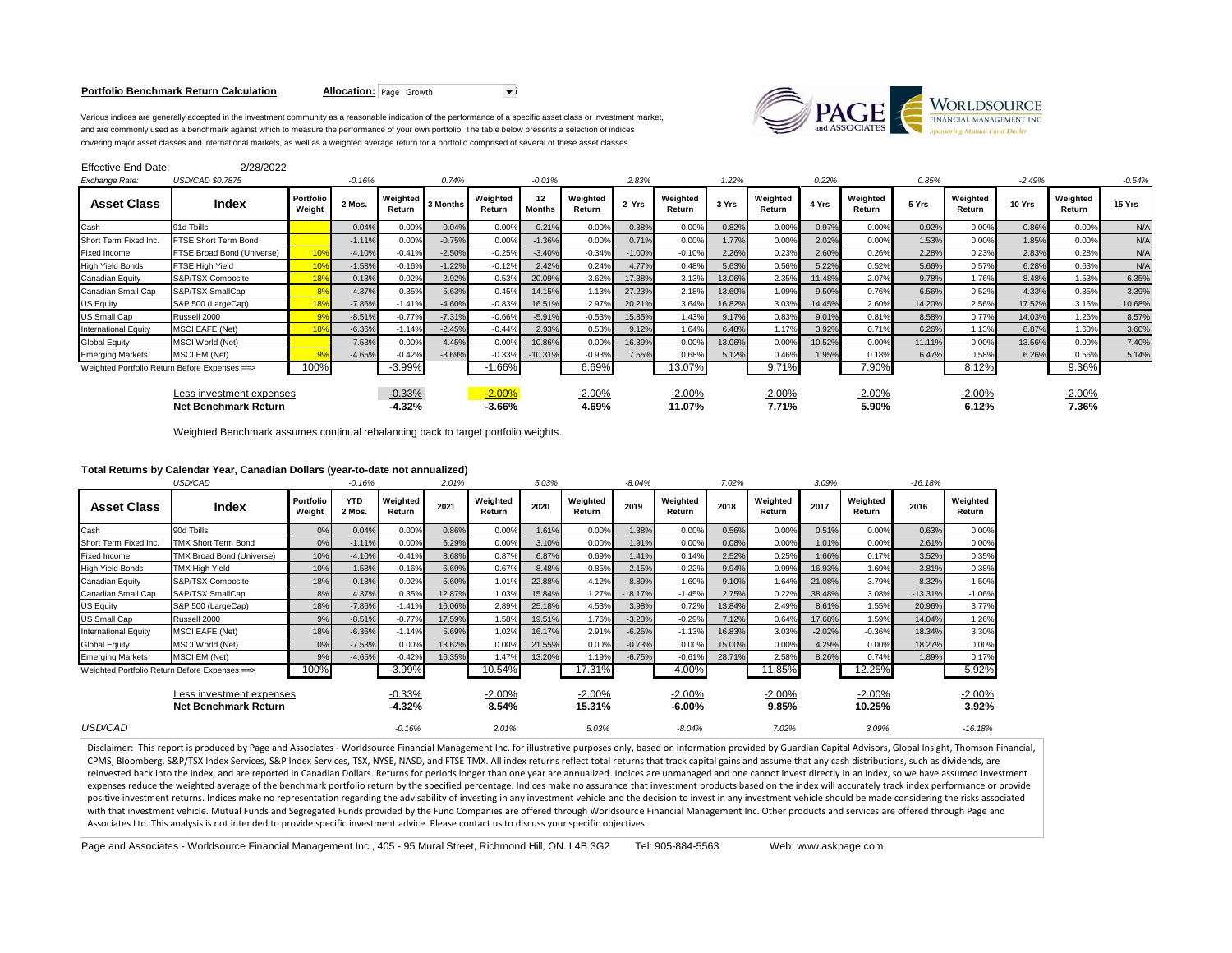**Portfolio Benchmark Return Calculation** **Allocation:** Page Growth

Various indices are generally accepted in the investment community as a reasonable indication of the performance of a specific asset class or investment market, and are commonly used as a benchmark against which to measure the performance of your own portfolio. The table below presents a selection of indices covering major asset classes and international markets, as well as a weighted average return for a portfolio comprised of several of these asset classes.

Effective End Date: 2/28/2022

| *Exchange Rate:* | *USD/CAD $0.7875* | | *-0.16%* | | *0.74%* | | *-0.01%* | | *2.83%* | | *1.22%* | | *0.22%* | | *0.85%* | | *-2.49%* | | *-0.54%* |
|---|---|---|---|---|---|---|---|---|---|---|---|---|---|---|---|---|---|---|---|
| **Asset Class** | **Index** | **Portfolio Weight** | **2 Mos.** | **Weighted Return** | **3 Months** | **Weighted Return** | **12 Months** | **Weighted Return** | **2 Yrs** | **Weighted Return** | **3 Yrs** | **Weighted Return** | **4 Yrs** | **Weighted Return** | **5 Yrs** | **Weighted Return** | **10 Yrs** | **Weighted Return** | **15 Yrs** |
| Cash | 91d Tbills | | 0.04% | 0.00% | 0.04% | 0.00% | 0.21% | 0.00% | 0.38% | 0.00% | 0.82% | 0.00% | 0.97% | 0.00% | 0.92% | 0.00% | 0.86% | 0.00% | N/A |
| Short Term Fixed Inc. | FTSE Short Term Bond | | -1.11% | 0.00% | -0.75% | 0.00% | -1.36% | 0.00% | 0.71% | 0.00% | 1.77% | 0.00% | 2.02% | 0.00% | 1.53% | 0.00% | 1.85% | 0.00% | N/A |
| Fixed Income | FTSE Broad Bond (Universe) | 10% | -4.10% | -0.41% | -2.50% | -0.25% | -3.40% | -0.34% | -1.00% | -0.10% | 2.26% | 0.23% | 2.60% | 0.26% | 2.28% | 0.23% | 2.83% | 0.28% | N/A |
| High Yield Bonds | FTSE High Yield | 10% | -1.58% | -0.16% | -1.22% | -0.12% | 2.42% | 0.24% | 4.77% | 0.48% | 5.63% | 0.56% | 5.22% | 0.52% | 5.66% | 0.57% | 6.28% | 0.63% | N/A |
| Canadian Equity | S&P/TSX Composite | 18% | -0.13% | -0.02% | 2.92% | 0.53% | 20.09% | 3.62% | 17.38% | 3.13% | 13.06% | 2.35% | 11.48% | 2.07% | 9.78% | 1.76% | 8.48% | 1.53% | 6.35% |
| Canadian Small Cap | S&P/TSX SmallCap | 8% | 4.37% | 0.35% | 5.63% | 0.45% | 14.15% | 1.13% | 27.23% | 2.18% | 13.60% | 1.09% | 9.50% | 0.76% | 6.56% | 0.52% | 4.33% | 0.35% | 3.39% |
| US Equity | S&P 500 (LargeCap) | 18% | -7.86% | -1.41% | -4.60% | -0.83% | 16.51% | 2.97% | 20.21% | 3.64% | 16.82% | 3.03% | 14.45% | 2.60% | 14.20% | 2.56% | 17.52% | 3.15% | 10.68% |
| US Small Cap | Russell 2000 | 9% | -8.51% | -0.77% | -7.31% | -0.66% | -5.91% | -0.53% | 15.85% | 1.43% | 9.17% | 0.83% | 9.01% | 0.81% | 8.58% | 0.77% | 14.03% | 1.26% | 8.57% |
| International Equity | MSCI EAFE (Net) | 18% | -6.36% | -1.14% | -2.45% | -0.44% | 2.93% | 0.53% | 9.12% | 1.64% | 6.48% | 1.17% | 3.92% | 0.71% | 6.26% | 1.13% | 8.87% | 1.60% | 3.60% |
| Global Equity | MSCI World (Net) | | -7.53% | 0.00% | -4.45% | 0.00% | 10.86% | 0.00% | 16.39% | 0.00% | 13.06% | 0.00% | 10.52% | 0.00% | 11.11% | 0.00% | 13.56% | 0.00% | 7.40% |
| Emerging Markets | MSCI EM (Net) | 9% | -4.65% | -0.42% | -3.69% | -0.33% | -10.31% | -0.93% | 7.55% | 0.68% | 5.12% | 0.46% | 1.95% | 0.18% | 6.47% | 0.58% | 6.26% | 0.56% | 5.14% |
| Weighted Portfolio Return Before Expenses ==> | | 100% | | -3.99% | | -1.66% | | 6.69% | | 13.07% | | 9.71% | | 7.90% | | 8.12% | | 9.36% | |
| | Less investment expenses | | | -0.33% | | -2.00% | | -2.00% | | -2.00% | | -2.00% | | -2.00% | | -2.00% | | -2.00% | |
| | **Net Benchmark Return** | | | **-4.32%** | | **-3.66%** | | **4.69%** | | **11.07%** | | **7.71%** | | **5.90%** | | **6.12%** | | **7.36%** | |

Weighted Benchmark assumes continual rebalancing back to target portfolio weights.

**Total Returns by Calendar Year, Canadian Dollars (year-to-date not annualized)**

| | *USD/CAD* | | *-0.16%* | | *2.01%* | | *5.03%* | | *-8.04%* | | *7.02%* | | *3.09%* | | *-16.18%* | |
|---|---|---|---|---|---|---|---|---|---|---|---|---|---|---|---|---|
| **Asset Class** | **Index** | **Portfolio Weight** | **YTD 2 Mos.** | **Weighted Return** | **2021** | **Weighted Return** | **2020** | **Weighted Return** | **2019** | **Weighted Return** | **2018** | **Weighted Return** | **2017** | **Weighted Return** | **2016** | **Weighted Return** |
| Cash | 90d Tbills | 0% | 0.04% | 0.00% | 0.86% | 0.00% | 1.61% | 0.00% | 1.38% | 0.00% | 0.56% | 0.00% | 0.51% | 0.00% | 0.63% | 0.00% |
| Short Term Fixed Inc. | TMX Short Term Bond | 0% | -1.11% | 0.00% | 5.29% | 0.00% | 3.10% | 0.00% | 1.91% | 0.00% | 0.08% | 0.00% | 1.01% | 0.00% | 2.61% | 0.00% |
| Fixed Income | TMX Broad Bond (Universe) | 10% | -4.10% | -0.41% | 8.68% | 0.87% | 6.87% | 0.69% | 1.41% | 0.14% | 2.52% | 0.25% | 1.66% | 0.17% | 3.52% | 0.35% |
| High Yield Bonds | TMX High Yield | 10% | -1.58% | -0.16% | 6.69% | 0.67% | 8.48% | 0.85% | 2.15% | 0.22% | 9.94% | 0.99% | 16.93% | 1.69% | -3.81% | -0.38% |
| Canadian Equity | S&P/TSX Composite | 18% | -0.13% | -0.02% | 5.60% | 1.01% | 22.88% | 4.12% | -8.89% | -1.60% | 9.10% | 1.64% | 21.08% | 3.79% | -8.32% | -1.50% |
| Canadian Small Cap | S&P/TSX SmallCap | 8% | 4.37% | 0.35% | 12.87% | 1.03% | 15.84% | 1.27% | -18.17% | -1.45% | 2.75% | 0.22% | 38.48% | 3.08% | -13.31% | -1.06% |
| US Equity | S&P 500 (LargeCap) | 18% | -7.86% | -1.41% | 16.06% | 2.89% | 25.18% | 4.53% | 3.98% | 0.72% | 13.84% | 2.49% | 8.61% | 1.55% | 20.96% | 3.77% |
| US Small Cap | Russell 2000 | 9% | -8.51% | -0.77% | 17.59% | 1.58% | 19.51% | 1.76% | -3.23% | -0.29% | 7.12% | 0.64% | 17.68% | 1.59% | 14.04% | 1.26% |
| International Equity | MSCI EAFE (Net) | 18% | -6.36% | -1.14% | 5.69% | 1.02% | 16.17% | 2.91% | -6.25% | -1.13% | 16.83% | 3.03% | -2.02% | -0.36% | 18.34% | 3.30% |
| Global Equity | MSCI World (Net) | 0% | -7.53% | 0.00% | 13.62% | 0.00% | 21.55% | 0.00% | -0.73% | 0.00% | 15.00% | 0.00% | 4.29% | 0.00% | 18.27% | 0.00% |
| Emerging Markets | MSCI EM (Net) | 9% | -4.65% | -0.42% | 16.35% | 1.47% | 13.20% | 1.19% | -6.75% | -0.61% | 28.71% | 2.58% | 8.26% | 0.74% | 1.89% | 0.17% |
| Weighted Portfolio Return Before Expenses ==> | | 100% | | -3.99% | | 10.54% | | 17.31% | | -4.00% | | 11.85% | | 12.25% | | 5.92% |
| | Less investment expenses | | | -0.33% | | -2.00% | | -2.00% | | -2.00% | | -2.00% | | -2.00% | | -2.00% |
| | **Net Benchmark Return** | | | **-4.32%** | | **8.54%** | | **15.31%** | | **-6.00%** | | **9.85%** | | **10.25%** | | **3.92%** |
| *USD/CAD* | | | | *-0.16%* | | *2.01%* | | *5.03%* | | *-8.04%* | | *7.02%* | | *3.09%* | | *-16.18%* |

Disclaimer: This report is produced by Page and Associates - Worldsource Financial Management Inc. for illustrative purposes only, based on information provided by Guardian Capital Advisors, Global Insight, Thomson Financial, CPMS, Bloomberg, S&P/TSX Index Services, S&P Index Services, TSX, NYSE, NASD, and FTSE TMX. All index returns reflect total returns that track capital gains and assume that any cash distributions, such as dividends, are reinvested back into the index, and are reported in Canadian Dollars. Returns for periods longer than one year are annualized. Indices are unmanaged and one cannot invest directly in an index, so we have assumed investment expenses reduce the weighted average of the benchmark portfolio return by the specified percentage. Indices make no assurance that investment products based on the index will accurately track index performance or provide positive investment returns. Indices make no representation regarding the advisability of investing in any investment vehicle and the decision to invest in any investment vehicle should be made considering the risks associated with that investment vehicle. Mutual Funds and Segregated Funds provided by the Fund Companies are offered through Worldsource Financial Management Inc. Other products and services are offered through Page and Associates Ltd. This analysis is not intended to provide specific investment advice. Please contact us to discuss your specific objectives.

Page and Associates - Worldsource Financial Management Inc., 405 - 95 Mural Street, Richmond Hill, ON. L4B 3G2 Tel: 905-884-5563 Web: www.askpage.com